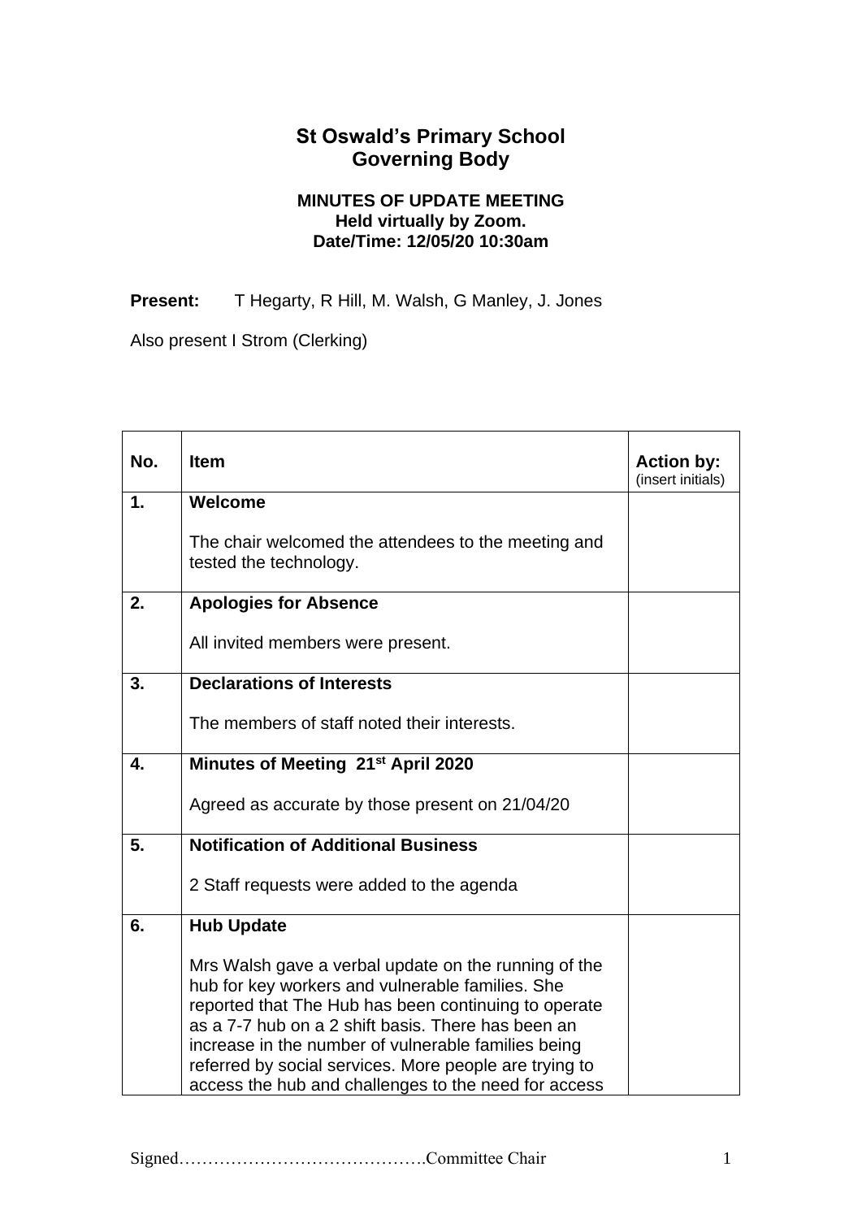# St Oswald's Primary School
# Governing Body

### MINUTES OF UPDATE MEETING
**Held virtually by Zoom.**
**Date/Time: 12/05/20 10:30am**

**Present:** T Hegarty, R Hill, M. Walsh, G Manley, J. Jones

Also present I Strom (Clerking)

| No. | Item | Action by: (insert initials) |
|---|---|---|
| 1. | **Welcome**<br><br>The chair welcomed the attendees to the meeting and tested the technology. | |
| 2. | **Apologies for Absence**<br><br>All invited members were present. | |
| 3. | **Declarations of Interests**<br><br>The members of staff noted their interests. | |
| 4. | **Minutes of Meeting 21st April 2020**<br><br>Agreed as accurate by those present on 21/04/20 | |
| 5. | **Notification of Additional Business**<br><br>2 Staff requests were added to the agenda | |
| 6. | **Hub Update**<br><br>Mrs Walsh gave a verbal update on the running of the hub for key workers and vulnerable families. She reported that The Hub has been continuing to operate as a 7-7 hub on a 2 shift basis. There has been an increase in the number of vulnerable families being referred by social services. More people are trying to access the hub and challenges to the need for access | |

Signed…………………………………….Committee Chair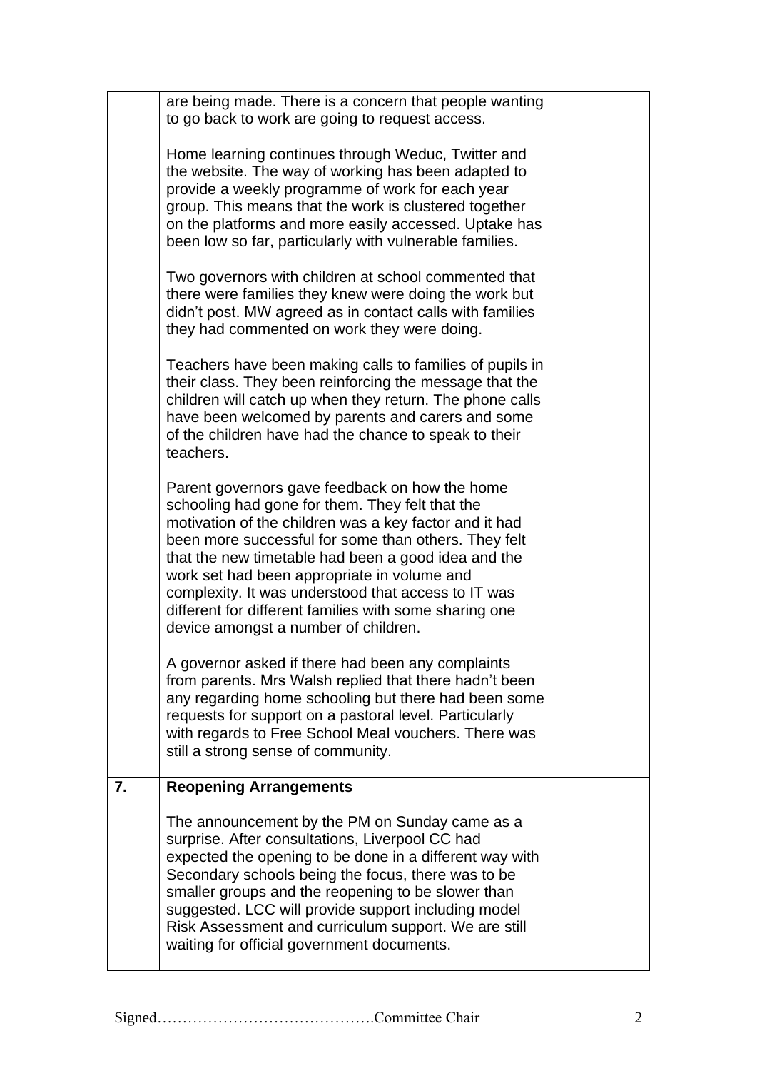|  |  |  |
|---|---|---|
|  | are being made. There is a concern that people wanting to go back to work are going to request access.<br><br>Home learning continues through Weduc, Twitter and the website. The way of working has been adapted to provide a weekly programme of work for each year group. This means that the work is clustered together on the platforms and more easily accessed. Uptake has been low so far, particularly with vulnerable families.<br><br>Two governors with children at school commented that there were families they knew were doing the work but didn't post. MW agreed as in contact calls with families they had commented on work they were doing.<br><br>Teachers have been making calls to families of pupils in their class. They been reinforcing the message that the children will catch up when they return. The phone calls have been welcomed by parents and carers and some of the children have had the chance to speak to their teachers.<br><br>Parent governors gave feedback on how the home schooling had gone for them. They felt that the motivation of the children was a key factor and it had been more successful for some than others. They felt that the new timetable had been a good idea and the work set had been appropriate in volume and complexity. It was understood that access to IT was different for different families with some sharing one device amongst a number of children.<br><br>A governor asked if there had been any complaints from parents. Mrs Walsh replied that there hadn't been any regarding home schooling but there had been some requests for support on a pastoral level. Particularly with regards to Free School Meal vouchers. There was still a strong sense of community. |  |
| **7.** | **Reopening Arrangements**<br><br>The announcement by the PM on Sunday came as a surprise. After consultations, Liverpool CC had expected the opening to be done in a different way with Secondary schools being the focus, there was to be smaller groups and the reopening to be slower than suggested. LCC will provide support including model Risk Assessment and curriculum support. We are still waiting for official government documents. |  |

Signed…………………………………….Committee Chair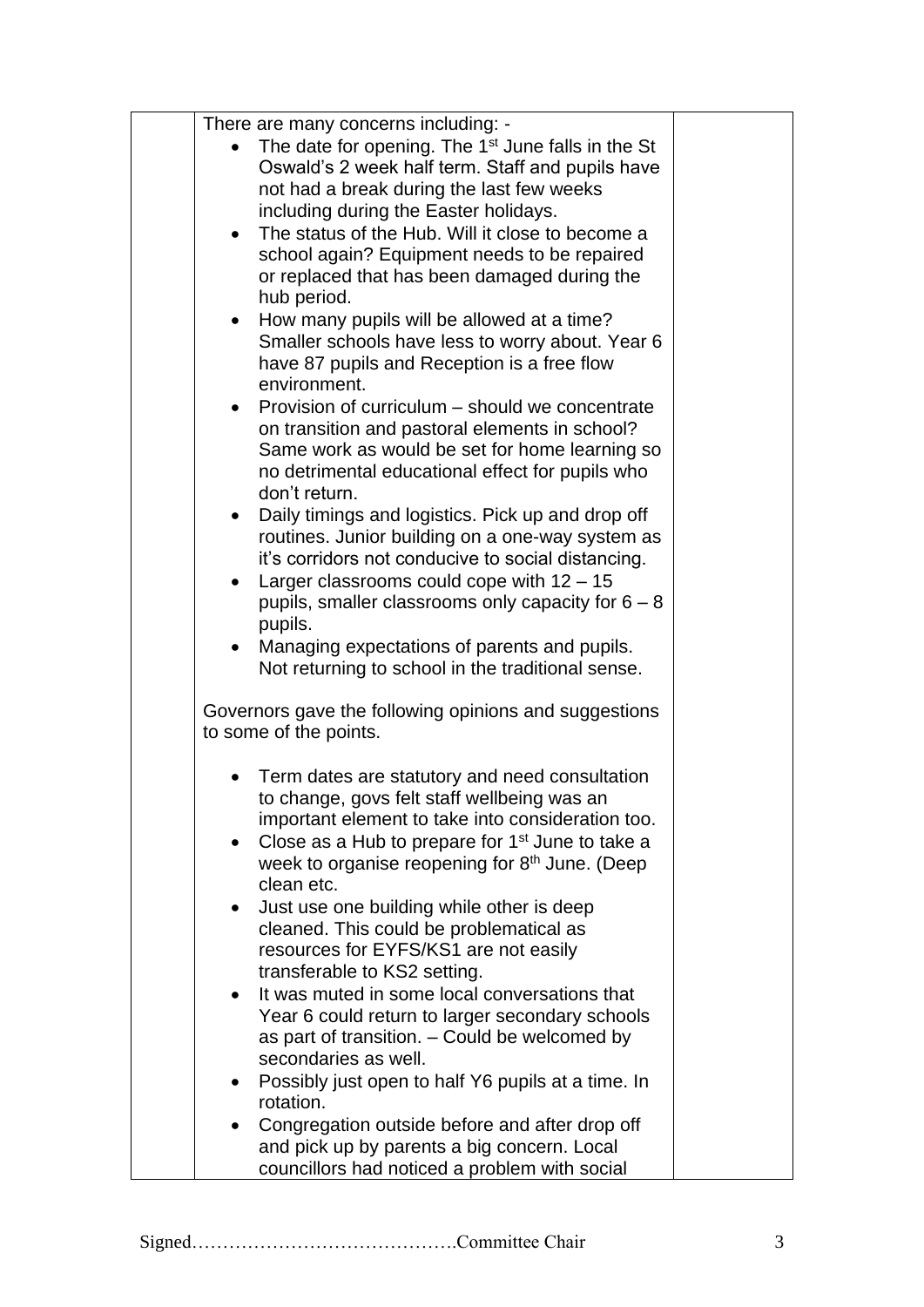| | | |
|---|---|---|
| | There are many concerns including: -<br>• The date for opening. The 1st June falls in the St Oswald's 2 week half term. Staff and pupils have not had a break during the last few weeks including during the Easter holidays.<br>• The status of the Hub. Will it close to become a school again? Equipment needs to be repaired or replaced that has been damaged during the hub period.<br>• How many pupils will be allowed at a time? Smaller schools have less to worry about. Year 6 have 87 pupils and Reception is a free flow environment.<br>• Provision of curriculum – should we concentrate on transition and pastoral elements in school? Same work as would be set for home learning so no detrimental educational effect for pupils who don't return.<br>• Daily timings and logistics. Pick up and drop off routines. Junior building on a one-way system as it's corridors not conducive to social distancing.<br>• Larger classrooms could cope with 12 – 15 pupils, smaller classrooms only capacity for 6 – 8 pupils.<br>• Managing expectations of parents and pupils. Not returning to school in the traditional sense.<br><br>Governors gave the following opinions and suggestions to some of the points.<br><br>• Term dates are statutory and need consultation to change, govs felt staff wellbeing was an important element to take into consideration too.<br>• Close as a Hub to prepare for 1st June to take a week to organise reopening for 8th June. (Deep clean etc.<br>• Just use one building while other is deep cleaned. This could be problematical as resources for EYFS/KS1 are not easily transferable to KS2 setting.<br>• It was muted in some local conversations that Year 6 could return to larger secondary schools as part of transition. – Could be welcomed by secondaries as well.<br>• Possibly just open to half Y6 pupils at a time. In rotation.<br>• Congregation outside before and after drop off and pick up by parents a big concern. Local councillors had noticed a problem with social | |

Signed…………………………………….Committee Chair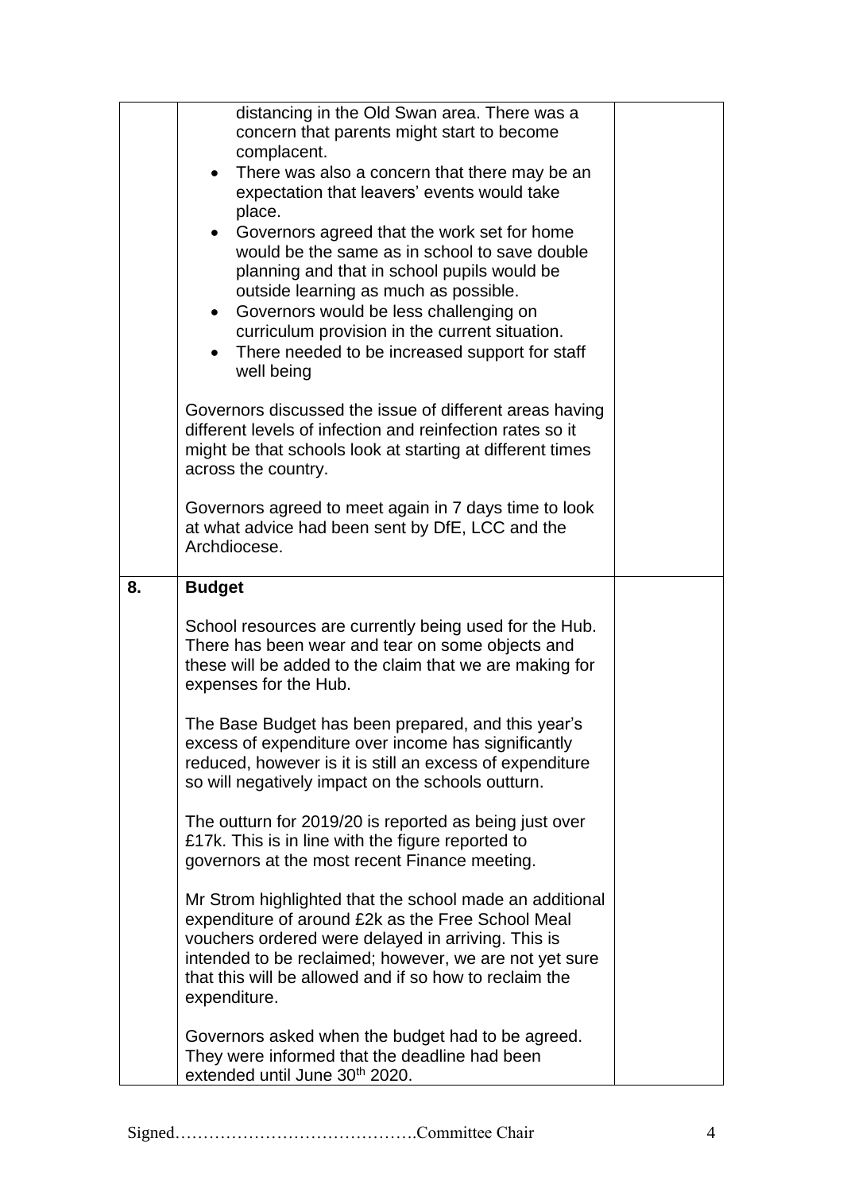| | | |
|---|---|---|
| | distancing in the Old Swan area. There was a concern that parents might start to become complacent.<br>• There was also a concern that there may be an expectation that leavers' events would take place.<br>• Governors agreed that the work set for home would be the same as in school to save double planning and that in school pupils would be outside learning as much as possible.<br>• Governors would be less challenging on curriculum provision in the current situation.<br>• There needed to be increased support for staff well being<br><br>Governors discussed the issue of different areas having different levels of infection and reinfection rates so it might be that schools look at starting at different times across the country.<br><br>Governors agreed to meet again in 7 days time to look at what advice had been sent by DfE, LCC and the Archdiocese. | |
| **8.** | **Budget**<br><br>School resources are currently being used for the Hub. There has been wear and tear on some objects and these will be added to the claim that we are making for expenses for the Hub.<br><br>The Base Budget has been prepared, and this year's excess of expenditure over income has significantly reduced, however is it is still an excess of expenditure so will negatively impact on the schools outturn.<br><br>The outturn for 2019/20 is reported as being just over £17k. This is in line with the figure reported to governors at the most recent Finance meeting.<br><br>Mr Strom highlighted that the school made an additional expenditure of around £2k as the Free School Meal vouchers ordered were delayed in arriving. This is intended to be reclaimed; however, we are not yet sure that this will be allowed and if so how to reclaim the expenditure.<br><br>Governors asked when the budget had to be agreed. They were informed that the deadline had been extended until June 30th 2020. | |

Signed…………………………………….Committee Chair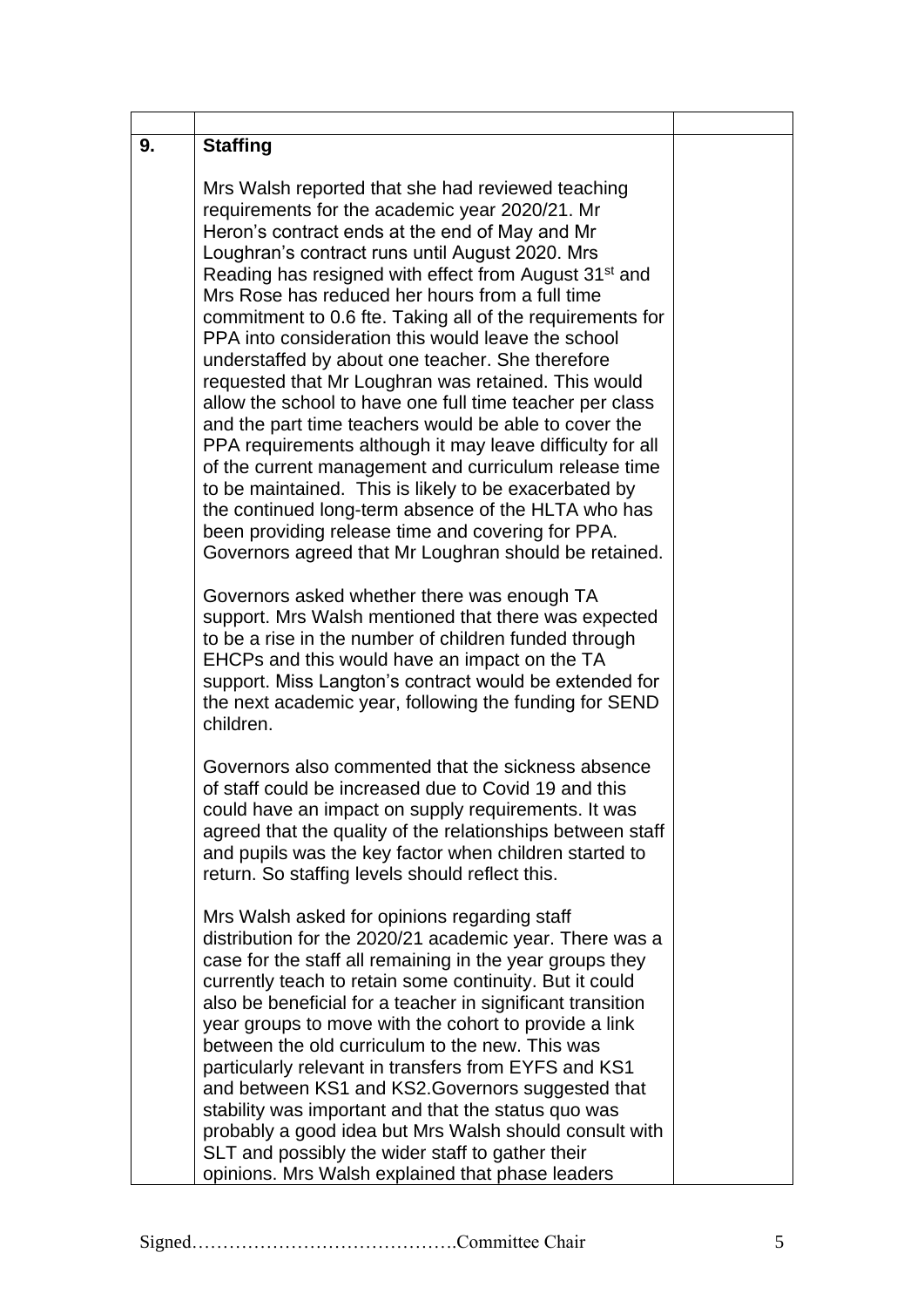| | | |
|---|---|---|
| **9.** | **Staffing**<br><br>Mrs Walsh reported that she had reviewed teaching requirements for the academic year 2020/21. Mr Heron's contract ends at the end of May and Mr Loughran's contract runs until August 2020. Mrs Reading has resigned with effect from August 31st and Mrs Rose has reduced her hours from a full time commitment to 0.6 fte. Taking all of the requirements for PPA into consideration this would leave the school understaffed by about one teacher. She therefore requested that Mr Loughran was retained. This would allow the school to have one full time teacher per class and the part time teachers would be able to cover the PPA requirements although it may leave difficulty for all of the current management and curriculum release time to be maintained. This is likely to be exacerbated by the continued long-term absence of the HLTA who has been providing release time and covering for PPA. Governors agreed that Mr Loughran should be retained.<br><br>Governors asked whether there was enough TA support. Mrs Walsh mentioned that there was expected to be a rise in the number of children funded through EHCPs and this would have an impact on the TA support. Miss Langton's contract would be extended for the next academic year, following the funding for SEND children.<br><br>Governors also commented that the sickness absence of staff could be increased due to Covid 19 and this could have an impact on supply requirements. It was agreed that the quality of the relationships between staff and pupils was the key factor when children started to return. So staffing levels should reflect this.<br><br>Mrs Walsh asked for opinions regarding staff distribution for the 2020/21 academic year. There was a case for the staff all remaining in the year groups they currently teach to retain some continuity. But it could also be beneficial for a teacher in significant transition year groups to move with the cohort to provide a link between the old curriculum to the new. This was particularly relevant in transfers from EYFS and KS1 and between KS1 and KS2.Governors suggested that stability was important and that the status quo was probably a good idea but Mrs Walsh should consult with SLT and possibly the wider staff to gather their opinions. Mrs Walsh explained that phase leaders | |

Signed…………………………………….Committee Chair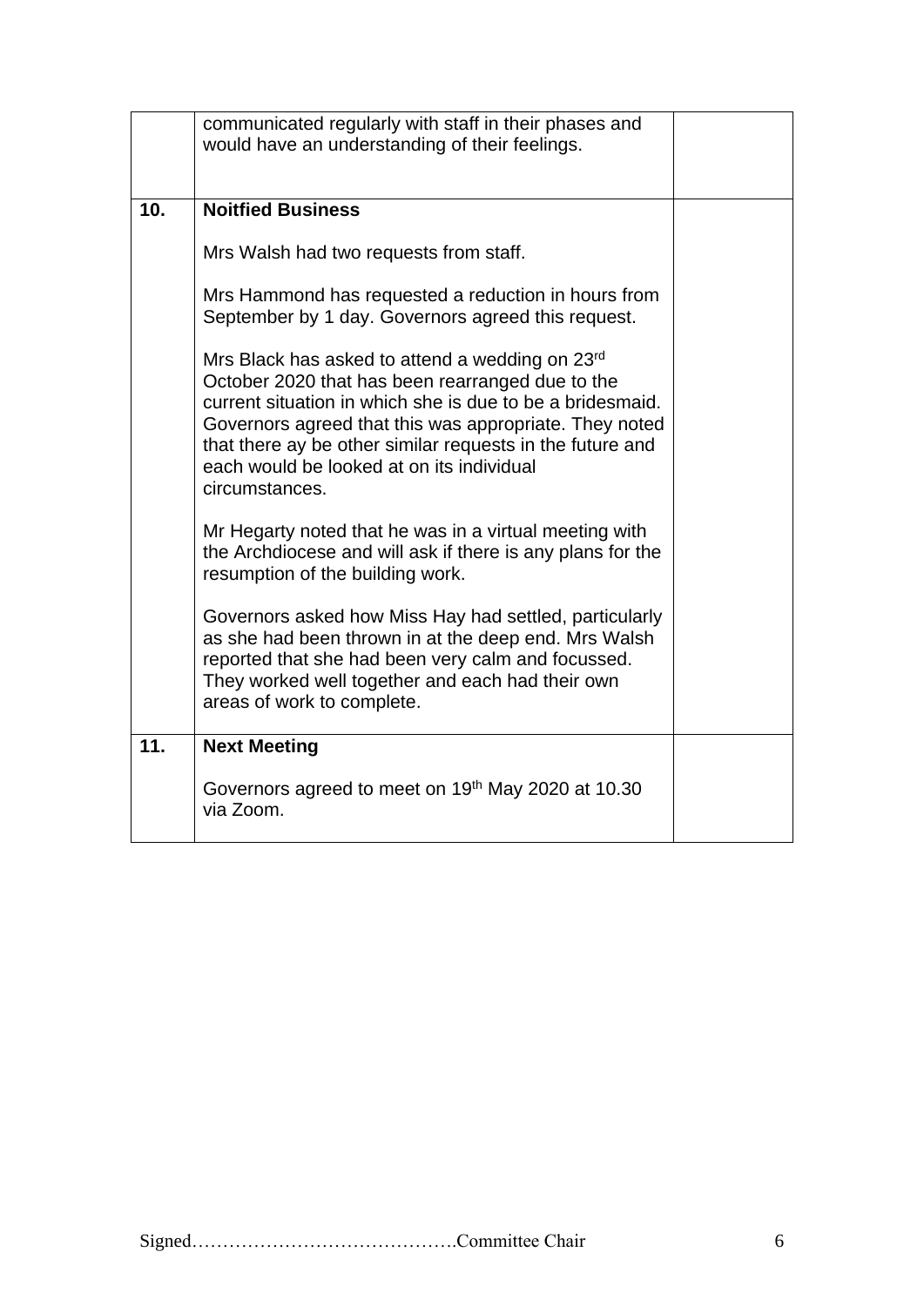| | | |
|---|---|---|
| | communicated regularly with staff in their phases and would have an understanding of their feelings. | |
| **10.** | **Noitfied Business**<br><br>Mrs Walsh had two requests from staff.<br><br>Mrs Hammond has requested a reduction in hours from September by 1 day. Governors agreed this request.<br><br>Mrs Black has asked to attend a wedding on 23rd October 2020 that has been rearranged due to the current situation in which she is due to be a bridesmaid. Governors agreed that this was appropriate. They noted that there ay be other similar requests in the future and each would be looked at on its individual circumstances.<br><br>Mr Hegarty noted that he was in a virtual meeting with the Archdiocese and will ask if there is any plans for the resumption of the building work.<br><br>Governors asked how Miss Hay had settled, particularly as she had been thrown in at the deep end. Mrs Walsh reported that she had been very calm and focussed. They worked well together and each had their own areas of work to complete. | |
| **11.** | **Next Meeting**<br><br>Governors agreed to meet on 19th May 2020 at 10.30 via Zoom. | |

Signed…………………………………….Committee Chair